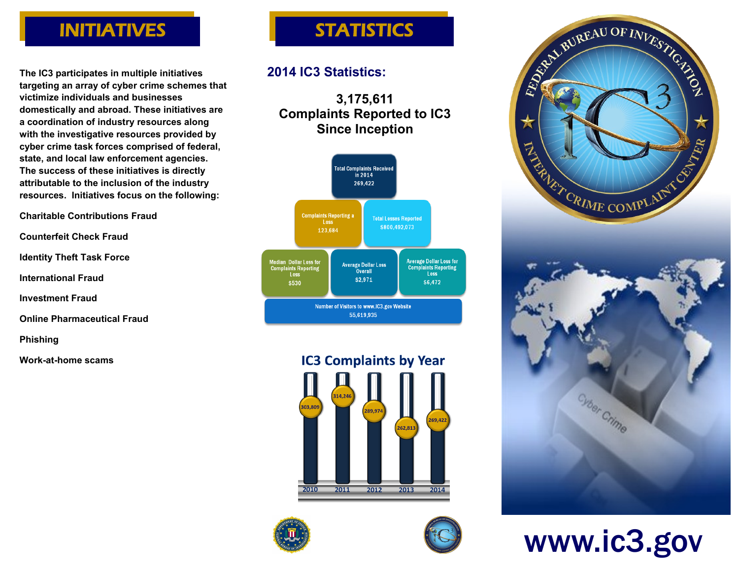# INITIATIVES

**The IC3 participates in multiple initiatives targeting an array of cyber crime schemes that victimize individuals and businesses domestically and abroad. These initiatives are a coordination of industry resources along with the investigative resources provided by cyber crime task forces comprised of federal, state, and local law enforcement agencies. The success of these initiatives is directly attributable to the inclusion of the industry resources. Initiatives focus on the following:**

**Charitable Contributions Fraud**

**Counterfeit Check Fraud**

**Identity Theft Task Force**

**International Fraud**

**Investment Fraud**

**Online Pharmaceutical Fraud**

**Phishing**

**Work-at-home scams**

# STATISTICS

## 2014 IC3 Statistics:

**3,175,611 Complaints Reported to IC3 Since Inception**

Total Complaints Received in 2014: 269,422

Complaints Reporting a Loss: 123,684

Total Losses Reported: $800,492,073

Median Dollar Loss for Complaints Reporting Loss: $530

Average Dollar Loss Overall: $2,971

Average Dollar Loss for Complaints Reporting Loss: $6,472

Number of Visitors to www.IC3.gov Website: 55,619,935

## IC3 Complaints by Year

| Year | Complaints |
|---|---|
| 2010 | 303,809 |
| 2011 | 314,246 |
| 2012 | 289,974 |
| 2013 | 262,813 |
| 2014 | 269,422 |

FEDERAL BUREAU OF INVESTIGATION
INTERNET CRIME COMPLAINT CENTER

**www.ic3.gov**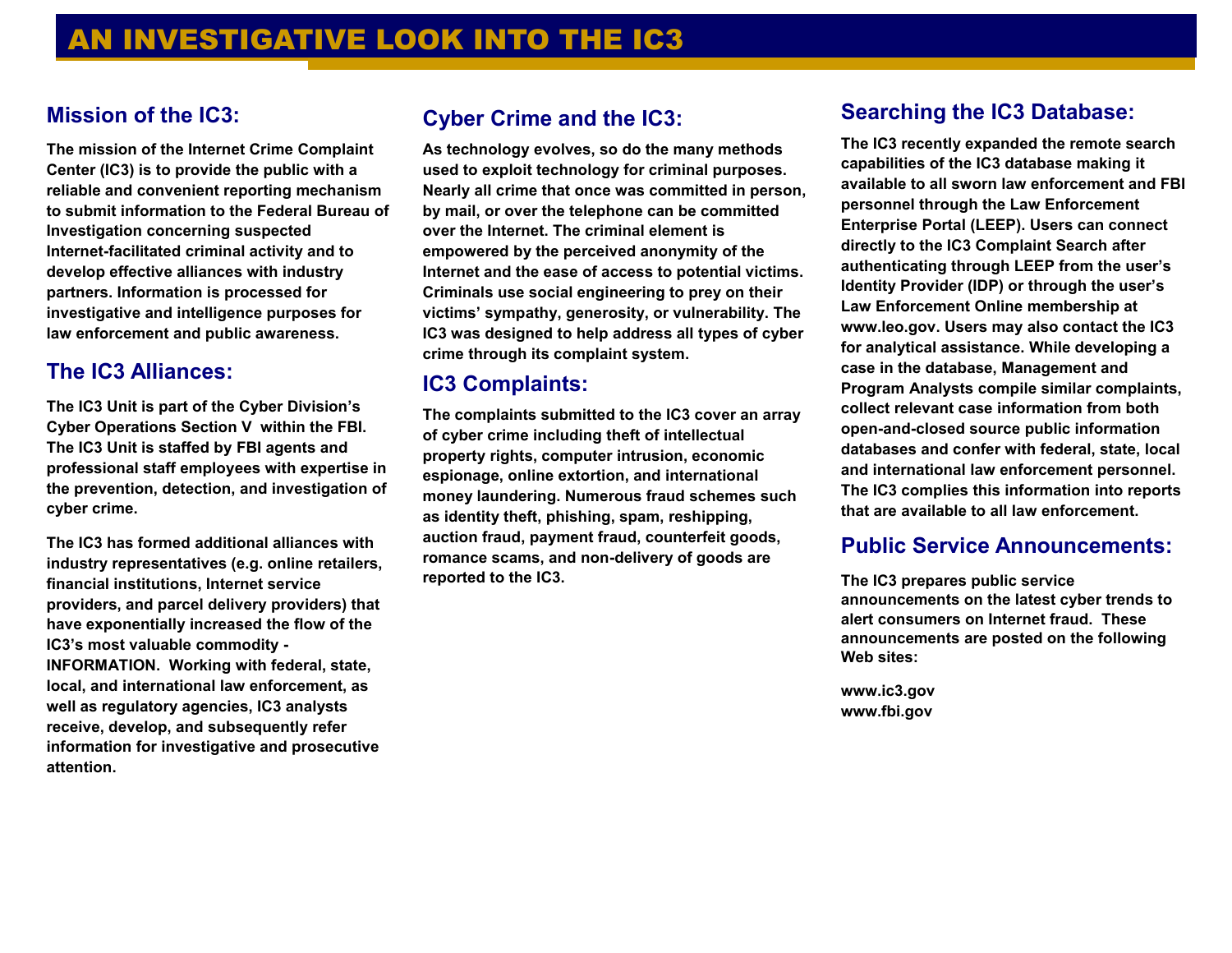# AN INVESTIGATIVE LOOK INTO THE IC3

## Mission of the IC3:

The mission of the Internet Crime Complaint Center (IC3) is to provide the public with a reliable and convenient reporting mechanism to submit information to the Federal Bureau of Investigation concerning suspected Internet-facilitated criminal activity and to develop effective alliances with industry partners. Information is processed for investigative and intelligence purposes for law enforcement and public awareness.

## The IC3 Alliances:

The IC3 Unit is part of the Cyber Division's Cyber Operations Section V within the FBI. The IC3 Unit is staffed by FBI agents and professional staff employees with expertise in the prevention, detection, and investigation of cyber crime.

The IC3 has formed additional alliances with industry representatives (e.g. online retailers, financial institutions, Internet service providers, and parcel delivery providers) that have exponentially increased the flow of the IC3's most valuable commodity - INFORMATION. Working with federal, state, local, and international law enforcement, as well as regulatory agencies, IC3 analysts receive, develop, and subsequently refer information for investigative and prosecutive attention.

## Cyber Crime and the IC3:

As technology evolves, so do the many methods used to exploit technology for criminal purposes. Nearly all crime that once was committed in person, by mail, or over the telephone can be committed over the Internet. The criminal element is empowered by the perceived anonymity of the Internet and the ease of access to potential victims. Criminals use social engineering to prey on their victims' sympathy, generosity, or vulnerability. The IC3 was designed to help address all types of cyber crime through its complaint system.

## IC3 Complaints:

The complaints submitted to the IC3 cover an array of cyber crime including theft of intellectual property rights, computer intrusion, economic espionage, online extortion, and international money laundering. Numerous fraud schemes such as identity theft, phishing, spam, reshipping, auction fraud, payment fraud, counterfeit goods, romance scams, and non-delivery of goods are reported to the IC3.

## Searching the IC3 Database:

The IC3 recently expanded the remote search capabilities of the IC3 database making it available to all sworn law enforcement and FBI personnel through the Law Enforcement Enterprise Portal (LEEP). Users can connect directly to the IC3 Complaint Search after authenticating through LEEP from the user's Identity Provider (IDP) or through the user's Law Enforcement Online membership at www.leo.gov. Users may also contact the IC3 for analytical assistance. While developing a case in the database, Management and Program Analysts compile similar complaints, collect relevant case information from both open-and-closed source public information databases and confer with federal, state, local and international law enforcement personnel. The IC3 complies this information into reports that are available to all law enforcement.

## Public Service Announcements:

The IC3 prepares public service announcements on the latest cyber trends to alert consumers on Internet fraud. These announcements are posted on the following Web sites:

www.ic3.gov
www.fbi.gov